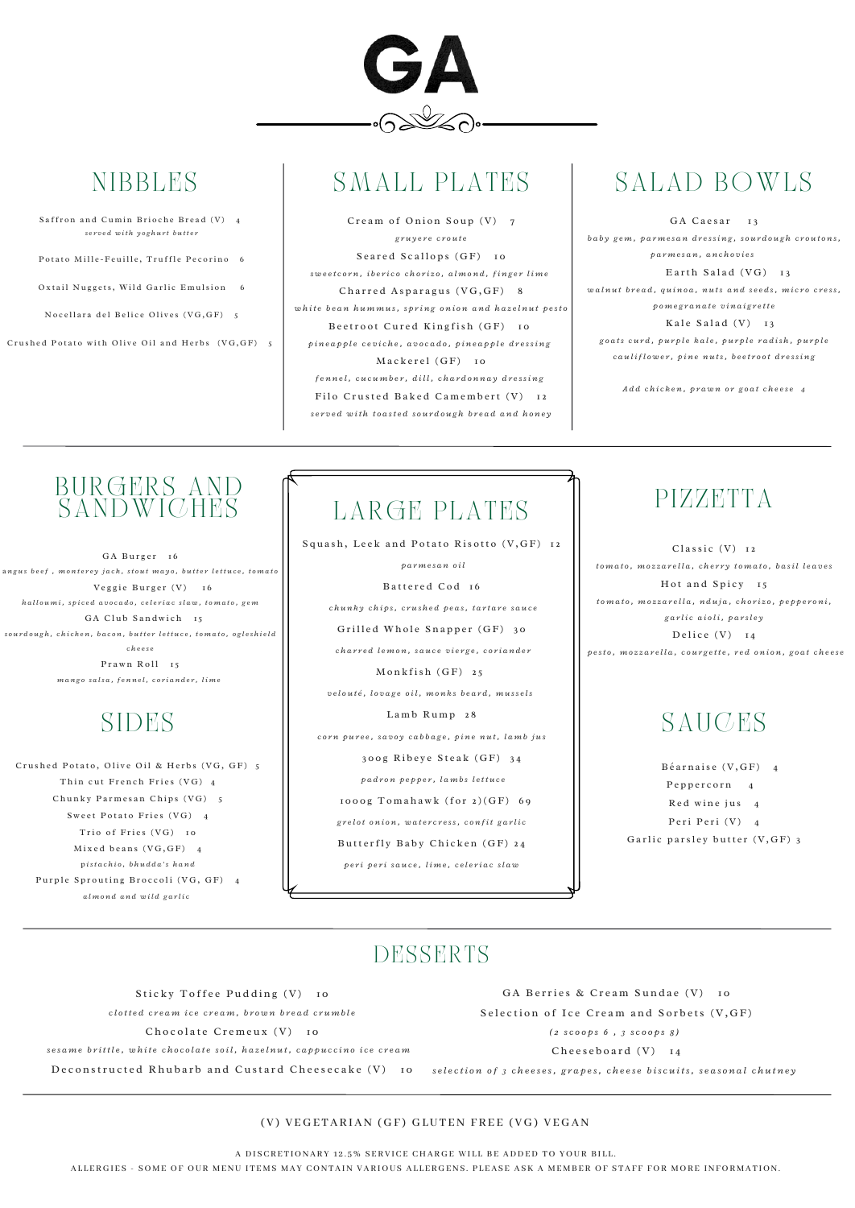# GA

## NIBBLES

Saffron and Cumin Brioche Bread (V) 4
*served with yoghurt butter*

Potato Mille-Feuille, Truffle Pecorino 6

Oxtail Nuggets, Wild Garlic Emulsion 6

Nocellara del Belice Olives (VG,GF) 5

Crushed Potato with Olive Oil and Herbs (VG,GF) 5

## SMALL PLATES

Cream of Onion Soup (V) 7
*gruyere croute*

Seared Scallops (GF) 10
*sweetcorn, iberico chorizo, almond, finger lime*

Charred Asparagus (VG,GF) 8
*white bean hummus, spring onion and hazelnut pesto*

Beetroot Cured Kingfish (GF) 10
*pineapple ceviche, avocado, pineapple dressing*

Mackerel (GF) 10
*fennel, cucumber, dill, chardonnay dressing*

Filo Crusted Baked Camembert (V) 12
*served with toasted sourdough bread and honey*

## SALAD BOWLS

GA Caesar 13
*baby gem, parmesan dressing, sourdough croutons, parmesan, anchovies*

Earth Salad (VG) 13
*walnut bread, quinoa, nuts and seeds, micro cress, pomegranate vinaigrette*

Kale Salad (V) 13
*goats curd, purple kale, purple radish, purple cauliflower, pine nuts, beetroot dressing*

*Add chicken, prawn or goat cheese 4*

## BURGERS AND SANDWICHES

GA Burger 16
*angus beef , monterey jack, stout mayo, butter lettuce, tomato*

Veggie Burger (V) 16
*halloumi, spiced avocado, celeriac slaw, tomato, gem*

GA Club Sandwich 15
*sourdough, chicken, bacon, butter lettuce, tomato, ogleshield cheese*

Prawn Roll 15
*mango salsa, fennel, coriander, lime*

## SIDES

Crushed Potato, Olive Oil & Herbs (VG, GF) 5

Thin cut French Fries (VG) 4

Chunky Parmesan Chips (VG) 5

Sweet Potato Fries (VG) 4

Trio of Fries (VG) 10

Mixed beans (VG,GF) 4
*pistachio, bhudda's hand*

Purple Sprouting Broccoli (VG, GF) 4
*almond and wild garlic*

## LARGE PLATES

Squash, Leek and Potato Risotto (V,GF) 12
*parmesan oil*

Battered Cod 16
*chunky chips, crushed peas, tartare sauce*

Grilled Whole Snapper (GF) 30
*charred lemon, sauce vierge, coriander*

Monkfish (GF) 25
*velouté, lovage oil, monks beard, mussels*

Lamb Rump 28
*corn puree, savoy cabbage, pine nut, lamb jus*

300g Ribeye Steak (GF) 34
*padron pepper, lambs lettuce*

1000g Tomahawk (for 2)(GF) 69
*grelot onion, watercress, confit garlic*

Butterfly Baby Chicken (GF) 24
*peri peri sauce, lime, celeriac slaw*

## PIZZETTA

Classic (V) 12
*tomato, mozzarella, cherry tomato, basil leaves*

Hot and Spicy 15
*tomato, mozzarella, nduja, chorizo, pepperoni, garlic aioli, parsley*

Delice (V) 14
*pesto, mozzarella, courgette, red onion, goat cheese*

## SAUCES

Béarnaise (V,GF) 4

Peppercorn 4

Red wine jus 4

Peri Peri (V) 4

Garlic parsley butter (V,GF) 3

## DESSERTS

Sticky Toffee Pudding (V) 10
*clotted cream ice cream, brown bread crumble*

Chocolate Cremeux (V) 10
*sesame brittle, white chocolate soil, hazelnut, cappuccino ice cream*

Deconstructed Rhubarb and Custard Cheesecake (V) 10

GA Berries & Cream Sundae (V) 10

Selection of Ice Cream and Sorbets (V,GF)
*(2 scoops 6 , 3 scoops 8)*

Cheeseboard (V) 14
*selection of 3 cheeses, grapes, cheese biscuits, seasonal chutney*

(V) VEGETARIAN (GF) GLUTEN FREE (VG) VEGAN

A DISCRETIONARY 12.5% SERVICE CHARGE WILL BE ADDED TO YOUR BILL.

ALLERGIES - SOME OF OUR MENU ITEMS MAY CONTAIN VARIOUS ALLERGENS. PLEASE ASK A MEMBER OF STAFF FOR MORE INFORMATION.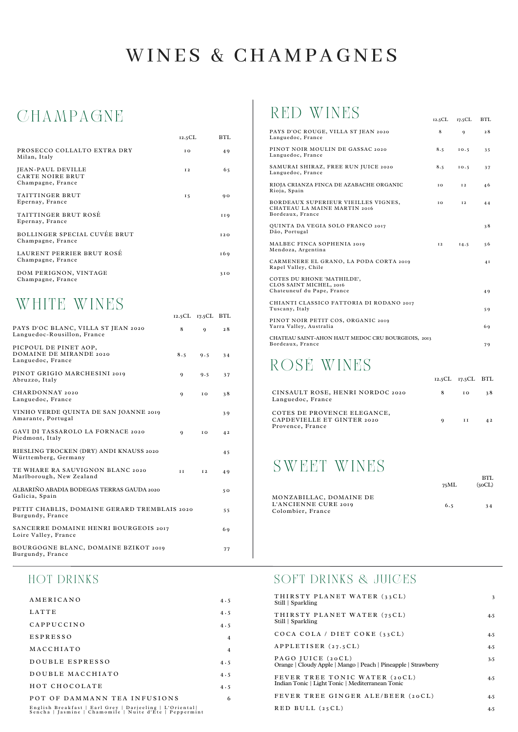# WINES & CHAMPAGNES

## CHAMPAGNE

| | 12.5CL | BTL |
|---|---|---|
| PROSECCO COLLALTO EXTRA DRY<br>Milan, Italy | 10 | 49 |
| JEAN-PAUL DEVILLE<br>CARTE NOIRE BRUT<br>Champagne, France | 12 | 65 |
| TAITTINGER BRUT<br>Epernay, France | 15 | 90 |
| TAITTINGER BRUT ROSÉ<br>Epernay, France | | 119 |
| BOLLINGER SPECIAL CUVÉE BRUT<br>Champagne, France | | 120 |
| LAURENT PERRIER BRUT ROSÉ<br>Champagne, France | | 169 |
| DOM PERIGNON, VINTAGE<br>Champagne, France | | 310 |

## WHITE WINES

| | 12.5CL | 17.5CL | BTL |
|---|---|---|---|
| PAYS D'OC BLANC, VILLA ST JEAN 2020<br>Languedoc-Rousillon, France | 8 | 9 | 28 |
| PICPOUL DE PINET AOP,<br>DOMAINE DE MIRANDE 2020<br>Languedoc, France | 8.5 | 9.5 | 34 |
| PINOT GRIGIO MARCHESINI 2019<br>Abruzzo, Italy | 9 | 9.5 | 37 |
| CHARDONNAY 2020<br>Languedoc, France | 9 | 10 | 38 |
| VINHO VERDE QUINTA DE SAN JOANNE 2019<br>Amarante, Portugal | | | 39 |
| GAVI DI TASSAROLO LA FORNACE 2020<br>Piedmont, Italy | 9 | 10 | 42 |
| RIESLING TROCKEN (DRY) ANDI KNAUSS 2020<br>Württemberg, Germany | | | 45 |
| TE WHARE RA SAUVIGNON BLANC 2020<br>Marlborough, New Zealand | 11 | 12 | 49 |
| ALBARIÑO ABADIA BODEGAS TERRAS GAUDA 2020<br>Galicia, Spain | | | 50 |
| PETIT CHABLIS, DOMAINE GERARD TREMBLAIS 2020<br>Burgundy, France | | | 55 |
| SANCERRE DOMAINE HENRI BOURGEOIS 2017<br>Loire Valley, France | | | 69 |
| BOURGOGNE BLANC, DOMAINE BZIKOT 2019<br>Burgundy, France | | | 77 |

## RED WINES

| | 12.5CL | 17.5CL | BTL |
|---|---|---|---|
| PAYS D'OC ROUGE, VILLA ST JEAN 2020<br>Languedoc, France | 8 | 9 | 28 |
| PINOT NOIR MOULIN DE GASSAC 2020<br>Languedoc, France | 8.5 | 10.5 | 35 |
| SAMURAI SHIRAZ, FREE RUN JUICE 2020<br>Languedoc, France | 8.5 | 10.5 | 37 |
| RIOJA CRIANZA FINCA DE AZABACHE ORGANIC<br>Rioja, Spain | 10 | 12 | 46 |
| BORDEAUX SUPERIEUR VIEILLES VIGNES,<br>CHATEAU LA MAINE MARTIN 2016<br>Bordeaux, France | 10 | 12 | 44 |
| QUINTA DA VEGIA SOLO FRANCO 2017<br>Dão, Portugal | | | 38 |
| MALBEC FINCA SOPHENIA 2019<br>Mendoza, Argentina | 12 | 14.5 | 56 |
| CARMENERE EL GRANO, LA PODA CORTA 2019<br>Rapel Valley, Chile | | | 41 |
| COTES DU RHONE 'MATHILDE',<br>CLOS SAINT MICHEL, 2016<br>Chateuneuf du Pape, France | | | 49 |
| CHIANTI CLASSICO FATTORIA DI RODANO 2017<br>Tuscany, Italy | | | 59 |
| PINOT NOIR PETIT COS, ORGANIC 2019<br>Yarra Valley, Australia | | | 69 |
| CHATEAU SAINT-AHON HAUT MEDOC CRU BOURGEOIS, 2013<br>Bordeaux, France | | | 79 |

## ROSÉ WINES

| | 12.5CL | 17.5CL | BTL |
|---|---|---|---|
| CINSAULT ROSE, HENRI NORDOC 2020<br>Languedoc, France | 8 | 10 | 38 |
| COTES DE PROVENCE ELEGANCE,<br>CAPDEVIELLE ET GINTER 2020<br>Provence, France | 9 | 11 | 42 |

## SWEET WINES

| | 75ML | BTL (50CL) |
|---|---|---|
| MONZABILLAC, DOMAINE DE<br>L'ANCIENNE CURE 2019<br>Colombier, France | 6.5 | 34 |

## HOT DRINKS

| | |
|---|---|
| AMERICANO | 4.5 |
| LATTE | 4.5 |
| CAPPUCCINO | 4.5 |
| ESPRESSO | 4 |
| MACCHIATO | 4 |
| DOUBLE ESPRESSO | 4.5 |
| DOUBLE MACCHIATO | 4.5 |
| HOT CHOCOLATE | 4.5 |
| POT OF DAMMANN TEA INFUSIONS<br>English Breakfast \| Earl Grey \| Darjeeling \| L'Oriental \| Sencha \| Jasmine \| Chamomile \| Nuite d'Ete \| Peppermint | 6 |

## SOFT DRINKS & JUICES

| | |
|---|---|
| THIRSTY PLANET WATER (33CL)<br>Still \| Sparkling | 3 |
| THIRSTY PLANET WATER (75CL)<br>Still \| Sparkling | 4.5 |
| COCA COLA / DIET COKE (33CL) | 4.5 |
| APPLETISER (27.5CL) | 4.5 |
| PAGO JUICE (20CL)<br>Orange \| Cloudy Apple \| Mango \| Peach \| Pineapple \| Strawberry | 3.5 |
| FEVER TREE TONIC WATER (20CL)<br>Indian Tonic \| Light Tonic \| Mediterranean Tonic | 4.5 |
| FEVER TREE GINGER ALE/BEER (20CL) | 4.5 |
| RED BULL (25CL) | 4.5 |